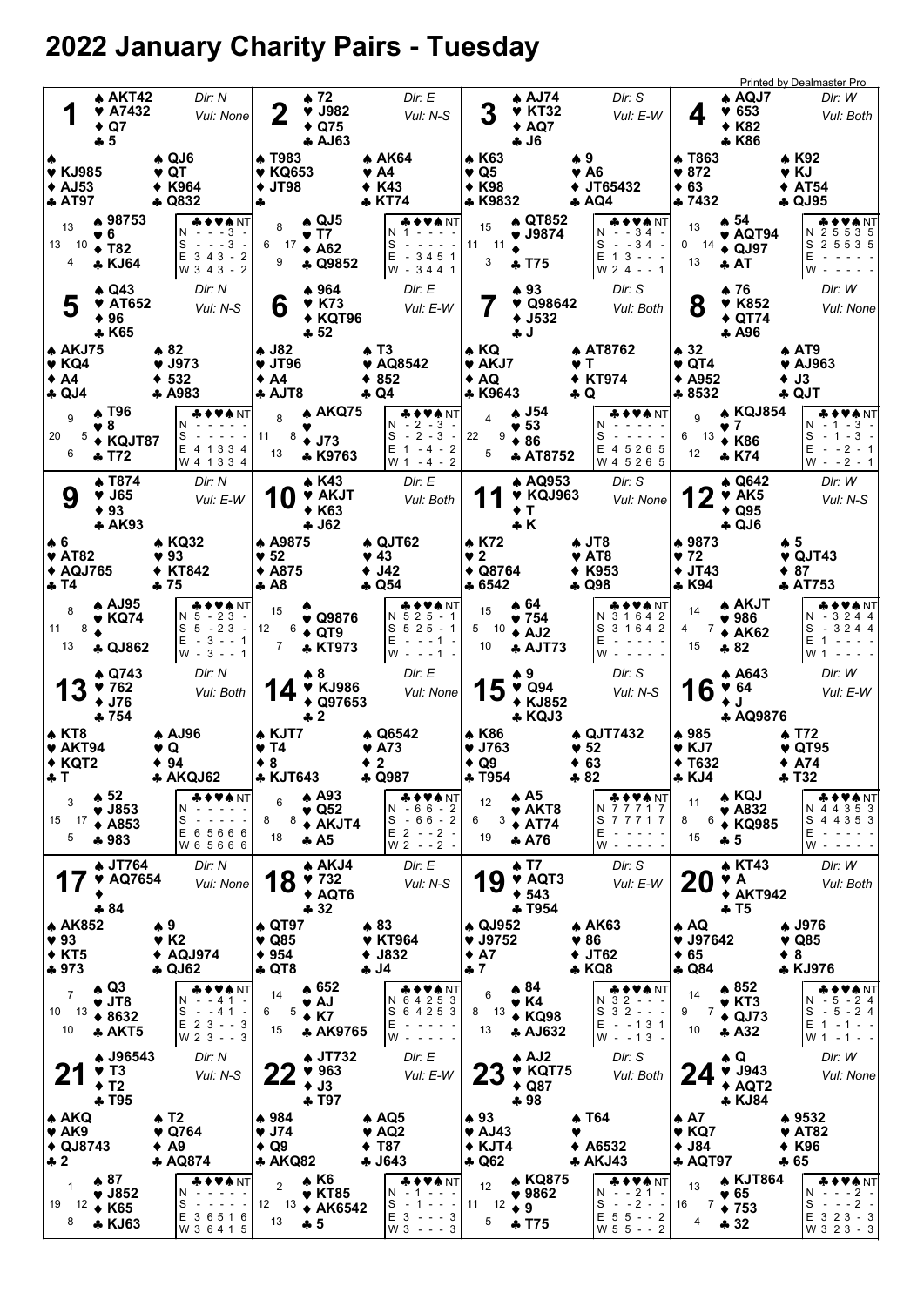# 2022 January Charity Pairs - Tuesday

## Board 1
Dlr: N · Vul: None

| Seat | ♠ | ♥ | ♦ | ♣ | HCP |
|---|---|---|---|---|---|
| North | AKT42 | A7432 | Q7 | 5 | 13 |
| West | | KJ985 | AJ53 | AT97 | 13 |
| East | QJ6 | QT | K964 | Q832 | 10 |
| South | 98753 | 6 | T82 | KJ64 | 4 |

| | ♣ | ♦ | ♥ | ♠ | NT |
|---|---|---|---|---|---|
| N | - | - | - | 3 | - |
| S | - | - | - | 3 | - |
| E | 3 | 4 | 3 | - | 2 |
| W | 3 | 4 | 3 | - | 2 |

## Board 2
Dlr: E · Vul: N-S

| Seat | ♠ | ♥ | ♦ | ♣ | HCP |
|---|---|---|---|---|---|
| North | 72 | J982 | Q75 | AJ63 | 8 |
| West | T983 | KQ653 | JT98 | | 6 |
| East | AK64 | A4 | K43 | KT74 | 17 |
| South | QJ5 | T7 | A62 | Q9852 | 9 |

| | ♣ | ♦ | ♥ | ♠ | NT |
|---|---|---|---|---|---|
| N | 1 | - | - | - | - |
| S | - | - | - | - | - |
| E | - | 3 | 4 | 5 | 1 |
| W | - | 3 | 4 | 4 | 1 |

## Board 3
Dlr: S · Vul: E-W

| Seat | ♠ | ♥ | ♦ | ♣ | HCP |
|---|---|---|---|---|---|
| North | AJ74 | KT32 | AQ7 | J6 | 15 |
| West | K63 | Q5 | K98 | K9832 | 11 |
| East | 9 | A6 | JT65432 | AQ4 | 11 |
| South | QT852 | J9874 | | T75 | 3 |

| | ♣ | ♦ | ♥ | ♠ | NT |
|---|---|---|---|---|---|
| N | - | - | 3 | 4 | - |
| S | - | - | 3 | 4 | - |
| E | 1 | 3 | - | - | - |
| W | 2 | 4 | - | - | 1 |

## Board 4
Dlr: W · Vul: Both

| Seat | ♠ | ♥ | ♦ | ♣ | HCP |
|---|---|---|---|---|---|
| North | AQJ7 | 653 | K82 | K86 | 13 |
| West | T863 | 872 | 63 | 7432 | 0 |
| East | K92 | KJ | AT54 | QJ95 | 14 |
| South | 54 | AQT94 | QJ97 | AT | 13 |

| | ♣ | ♦ | ♥ | ♠ | NT |
|---|---|---|---|---|---|
| N | 2 | 5 | 5 | 3 | 5 |
| S | 2 | 5 | 5 | 3 | 5 |
| E | - | - | - | - | - |
| W | - | - | - | - | - |

## Board 5
Dlr: N · Vul: N-S

| Seat | ♠ | ♥ | ♦ | ♣ | HCP |
|---|---|---|---|---|---|
| North | Q43 | AT652 | 96 | K65 | 9 |
| West | AKJ75 | KQ4 | A4 | QJ4 | 20 |
| East | 82 | J973 | 532 | A983 | 5 |
| South | T96 | 8 | KQJT87 | T72 | 6 |

| | ♣ | ♦ | ♥ | ♠ | NT |
|---|---|---|---|---|---|
| N | - | - | - | - | - |
| S | - | - | - | - | - |
| E | 4 | 1 | 3 | 3 | 4 |
| W | 4 | 1 | 3 | 3 | 4 |

## Board 6
Dlr: E · Vul: E-W

| Seat | ♠ | ♥ | ♦ | ♣ | HCP |
|---|---|---|---|---|---|
| North | 964 | K73 | KQT96 | 52 | 8 |
| West | J82 | JT96 | A4 | AJT8 | 11 |
| East | T3 | AQ8542 | 852 | Q4 | 8 |
| South | AKQ75 | | J73 | K9763 | 13 |

| | ♣ | ♦ | ♥ | ♠ | NT |
|---|---|---|---|---|---|
| N | - | 2 | - | 3 | - |
| S | - | 2 | - | 3 | - |
| E | 1 | - | 4 | - | 2 |
| W | 1 | - | 4 | - | 2 |

## Board 7
Dlr: S · Vul: Both

| Seat | ♠ | ♥ | ♦ | ♣ | HCP |
|---|---|---|---|---|---|
| North | 93 | Q98642 | J532 | J | 4 |
| West | KQ | AKJ7 | AQ | K9643 | 22 |
| East | AT8762 | T | KT974 | Q | 9 |
| South | J54 | 53 | 86 | AT8752 | 5 |

| | ♣ | ♦ | ♥ | ♠ | NT |
|---|---|---|---|---|---|
| N | - | - | - | - | - |
| S | - | - | - | - | - |
| E | 4 | 5 | 2 | 6 | 5 |
| W | 4 | 5 | 2 | 6 | 5 |

## Board 8
Dlr: W · Vul: None

| Seat | ♠ | ♥ | ♦ | ♣ | HCP |
|---|---|---|---|---|---|
| North | 76 | K852 | QT74 | A96 | 9 |
| West | 32 | QT4 | A952 | 8532 | 6 |
| East | AT9 | AJ963 | J3 | QJT | 13 |
| South | KQJ854 | 7 | K86 | K74 | 12 |

| | ♣ | ♦ | ♥ | ♠ | NT |
|---|---|---|---|---|---|
| N | - | 1 | - | 3 | - |
| S | - | 1 | - | 3 | - |
| E | - | - | 2 | - | 1 |
| W | - | - | 2 | - | 1 |

## Board 9
Dlr: N · Vul: E-W

| Seat | ♠ | ♥ | ♦ | ♣ | HCP |
|---|---|---|---|---|---|
| North | T874 | J65 | 93 | AK93 | 8 |
| West | 6 | AT82 | AQJ765 | T4 | 11 |
| East | KQ32 | 93 | KT842 | 75 | 8 |
| South | AJ95 | KQ74 | | QJ862 | 13 |

| | ♣ | ♦ | ♥ | ♠ | NT |
|---|---|---|---|---|---|
| N | 5 | - | 2 | 3 | - |
| S | 5 | - | 2 | 3 | - |
| E | - | 3 | - | - | 1 |
| W | - | 3 | - | - | 1 |

## Board 10
Dlr: E · Vul: Both

| Seat | ♠ | ♥ | ♦ | ♣ | HCP |
|---|---|---|---|---|---|
| North | K43 | AKJT | K63 | J62 | 15 |
| West | A9875 | 52 | A875 | A8 | 12 |
| East | QJT62 | 43 | J42 | Q54 | 6 |
| South | | Q9876 | QT9 | KT973 | 7 |

| | ♣ | ♦ | ♥ | ♠ | NT |
|---|---|---|---|---|---|
| N | 5 | 2 | 5 | - | 1 |
| S | 5 | 2 | 5 | - | 1 |
| E | - | - | - | 1 | - |
| W | - | - | - | 1 | - |

## Board 11
Dlr: S · Vul: None

| Seat | ♠ | ♥ | ♦ | ♣ | HCP |
|---|---|---|---|---|---|
| North | AQ953 | KQJ963 | T | K | 15 |
| West | K72 | 2 | Q8764 | 6542 | 5 |
| East | JT8 | AT8 | K953 | Q98 | 10 |
| South | 64 | 754 | AJ2 | AJT73 | 10 |

| | ♣ | ♦ | ♥ | ♠ | NT |
|---|---|---|---|---|---|
| N | 3 | 1 | 6 | 4 | 2 |
| S | 3 | 1 | 6 | 4 | 2 |
| E | - | - | - | - | - |
| W | - | - | - | - | - |

## Board 12
Dlr: W · Vul: N-S

| Seat | ♠ | ♥ | ♦ | ♣ | HCP |
|---|---|---|---|---|---|
| North | Q642 | AK5 | Q95 | QJ6 | 14 |
| West | 9873 | 72 | JT43 | K94 | 4 |
| East | 5 | QJT43 | 87 | AT753 | 7 |
| South | AKJT | 986 | AK62 | 82 | 15 |

| | ♣ | ♦ | ♥ | ♠ | NT |
|---|---|---|---|---|---|
| N | - | 3 | 2 | 4 | 4 |
| S | - | 3 | 2 | 4 | 4 |
| E | 1 | - | - | - | - |
| W | 1 | - | - | - | - |

## Board 13
Dlr: N · Vul: Both

| Seat | ♠ | ♥ | ♦ | ♣ | HCP |
|---|---|---|---|---|---|
| North | Q743 | 762 | J76 | 754 | 3 |
| West | KT8 | AKT94 | KQT2 | T | 15 |
| East | AJ96 | Q | 94 | AKQJ62 | 17 |
| South | 52 | J853 | A853 | 983 | 5 |

| | ♣ | ♦ | ♥ | ♠ | NT |
|---|---|---|---|---|---|
| N | - | - | - | - | - |
| S | - | - | - | - | - |
| E | 6 | 5 | 6 | 6 | 6 |
| W | 6 | 5 | 6 | 6 | 6 |

## Board 14
Dlr: E · Vul: None

| Seat | ♠ | ♥ | ♦ | ♣ | HCP |
|---|---|---|---|---|---|
| North | 8 | KJ986 | Q97653 | 2 | 6 |
| West | KJT7 | T4 | 8 | KJT643 | 8 |
| East | Q6542 | A73 | 2 | Q987 | 8 |
| South | A93 | Q52 | AKJT4 | A5 | 18 |

| | ♣ | ♦ | ♥ | ♠ | NT |
|---|---|---|---|---|---|
| N | - | 6 | 6 | - | 2 |
| S | - | 6 | 6 | - | 2 |
| E | 2 | - | - | 2 | - |
| W | 2 | - | - | 2 | - |

## Board 15
Dlr: S · Vul: N-S

| Seat | ♠ | ♥ | ♦ | ♣ | HCP |
|---|---|---|---|---|---|
| North | 9 | Q94 | KJ852 | KQJ3 | 12 |
| West | K86 | J763 | Q9 | T954 | 6 |
| East | QJT7432 | 52 | 63 | 82 | 3 |
| South | A5 | AKT8 | AT74 | A76 | 19 |

| | ♣ | ♦ | ♥ | ♠ | NT |
|---|---|---|---|---|---|
| N | 7 | 7 | 7 | 1 | 7 |
| S | 7 | 7 | 7 | 1 | 7 |
| E | - | - | - | - | - |
| W | - | - | - | - | - |

## Board 16
Dlr: W · Vul: E-W

| Seat | ♠ | ♥ | ♦ | ♣ | HCP |
|---|---|---|---|---|---|
| North | A643 | 64 | J | AQ9876 | 11 |
| West | 985 | KJ7 | T632 | KJ4 | 8 |
| East | T72 | QT95 | A74 | T32 | 6 |
| South | KQJ | A832 | KQ985 | 5 | 15 |

| | ♣ | ♦ | ♥ | ♠ | NT |
|---|---|---|---|---|---|
| N | 4 | 4 | 3 | 5 | 3 |
| S | 4 | 4 | 3 | 5 | 3 |
| E | - | - | - | - | - |
| W | - | - | - | - | - |

## Board 17
Dlr: N · Vul: None

| Seat | ♠ | ♥ | ♦ | ♣ | HCP |
|---|---|---|---|---|---|
| North | JT764 | AQ7654 | | 84 | 7 |
| West | AK852 | 93 | KT5 | 973 | 10 |
| East | 9 | K2 | AQJ974 | QJ62 | 13 |
| South | Q3 | JT8 | 8632 | AKT5 | 10 |

| | ♣ | ♦ | ♥ | ♠ | NT |
|---|---|---|---|---|---|
| N | - | - | 4 | 1 | - |
| S | - | - | 4 | 1 | - |
| E | 2 | 3 | - | - | 3 |
| W | 2 | 3 | - | - | 3 |

## Board 18
Dlr: E · Vul: N-S

| Seat | ♠ | ♥ | ♦ | ♣ | HCP |
|---|---|---|---|---|---|
| North | AKJ4 | 732 | AQT6 | 32 | 14 |
| West | QT97 | Q85 | 954 | QT8 | 6 |
| East | 83 | KT964 | J832 | J4 | 5 |
| South | 652 | AJ | K7 | AK9765 | 15 |

| | ♣ | ♦ | ♥ | ♠ | NT |
|---|---|---|---|---|---|
| N | 6 | 4 | 2 | 5 | 3 |
| S | 6 | 4 | 2 | 5 | 3 |
| E | - | - | - | - | - |
| W | - | - | - | - | - |

## Board 19
Dlr: S · Vul: E-W

| Seat | ♠ | ♥ | ♦ | ♣ | HCP |
|---|---|---|---|---|---|
| North | T7 | AQT3 | 543 | T954 | 6 |
| West | QJ952 | J9752 | A7 | 7 | 8 |
| East | AK63 | 86 | JT62 | KQ8 | 13 |
| South | 84 | K4 | KQ98 | AJ632 | 13 |

| | ♣ | ♦ | ♥ | ♠ | NT |
|---|---|---|---|---|---|
| N | 3 | 2 | - | - | - |
| S | 3 | 2 | - | - | - |
| E | - | - | 1 | 3 | 1 |
| W | - | - | 1 | 3 | - |

## Board 20
Dlr: W · Vul: Both

| Seat | ♠ | ♥ | ♦ | ♣ | HCP |
|---|---|---|---|---|---|
| North | KT43 | A | AKT942 | T5 | 14 |
| West | AQ | J97642 | 65 | Q84 | 9 |
| East | J976 | Q85 | 8 | KJ976 | 7 |
| South | 852 | KT3 | QJ73 | A32 | 10 |

| | ♣ | ♦ | ♥ | ♠ | NT |
|---|---|---|---|---|---|
| N | - | 5 | - | 2 | 4 |
| S | - | 5 | - | 2 | 4 |
| E | 1 | - | 1 | - | - |
| W | 1 | - | 1 | - | - |

## Board 21
Dlr: N · Vul: N-S

| Seat | ♠ | ♥ | ♦ | ♣ | HCP |
|---|---|---|---|---|---|
| North | J96543 | T3 | T2 | T95 | 1 |
| West | AKQ | AK9 | QJ8743 | 2 | 19 |
| East | T2 | Q764 | A9 | AQ874 | 12 |
| South | 87 | J852 | K65 | KJ63 | 8 |

| | ♣ | ♦ | ♥ | ♠ | NT |
|---|---|---|---|---|---|
| N | - | - | - | - | - |
| S | - | - | - | - | - |
| E | 3 | 6 | 5 | 1 | 6 |
| W | 3 | 6 | 4 | 1 | 5 |

## Board 22
Dlr: E · Vul: E-W

| Seat | ♠ | ♥ | ♦ | ♣ | HCP |
|---|---|---|---|---|---|
| North | JT732 | 963 | J3 | T97 | 2 |
| West | 984 | J74 | Q9 | AKQ82 | 12 |
| East | AQ5 | AQ2 | T87 | J643 | 13 |
| South | K6 | KT85 | AK6542 | 5 | 13 |

| | ♣ | ♦ | ♥ | ♠ | NT |
|---|---|---|---|---|---|
| N | - | 1 | - | - | - |
| S | - | 1 | - | - | - |
| E | 3 | - | - | - | 3 |
| W | 3 | - | - | - | 3 |

## Board 23
Dlr: S · Vul: Both

| Seat | ♠ | ♥ | ♦ | ♣ | HCP |
|---|---|---|---|---|---|
| North | AJ2 | KQT75 | Q87 | 98 | 12 |
| West | 93 | AJ43 | KJT4 | Q62 | 11 |
| East | T64 | | A6532 | AKJ43 | 12 |
| South | KQ875 | 9862 | 9 | T75 | 5 |

| | ♣ | ♦ | ♥ | ♠ | NT |
|---|---|---|---|---|---|
| N | - | - | 2 | 1 | - |
| S | - | - | 2 | - | - |
| E | 5 | 5 | - | - | 2 |
| W | 5 | 5 | - | - | 2 |

## Board 24
Dlr: W · Vul: None

| Seat | ♠ | ♥ | ♦ | ♣ | HCP |
|---|---|---|---|---|---|
| North | Q | J943 | AQT2 | KJ84 | 13 |
| West | A7 | KQ7 | J84 | AQT97 | 16 |
| East | 9532 | AT82 | K96 | 65 | 7 |
| South | KJT864 | 65 | 753 | 32 | 4 |

| | ♣ | ♦ | ♥ | ♠ | NT |
|---|---|---|---|---|---|
| N | - | - | - | 2 | - |
| S | - | - | - | 2 | - |
| E | 3 | 2 | 3 | - | 3 |
| W | 3 | 2 | 3 | - | 3 |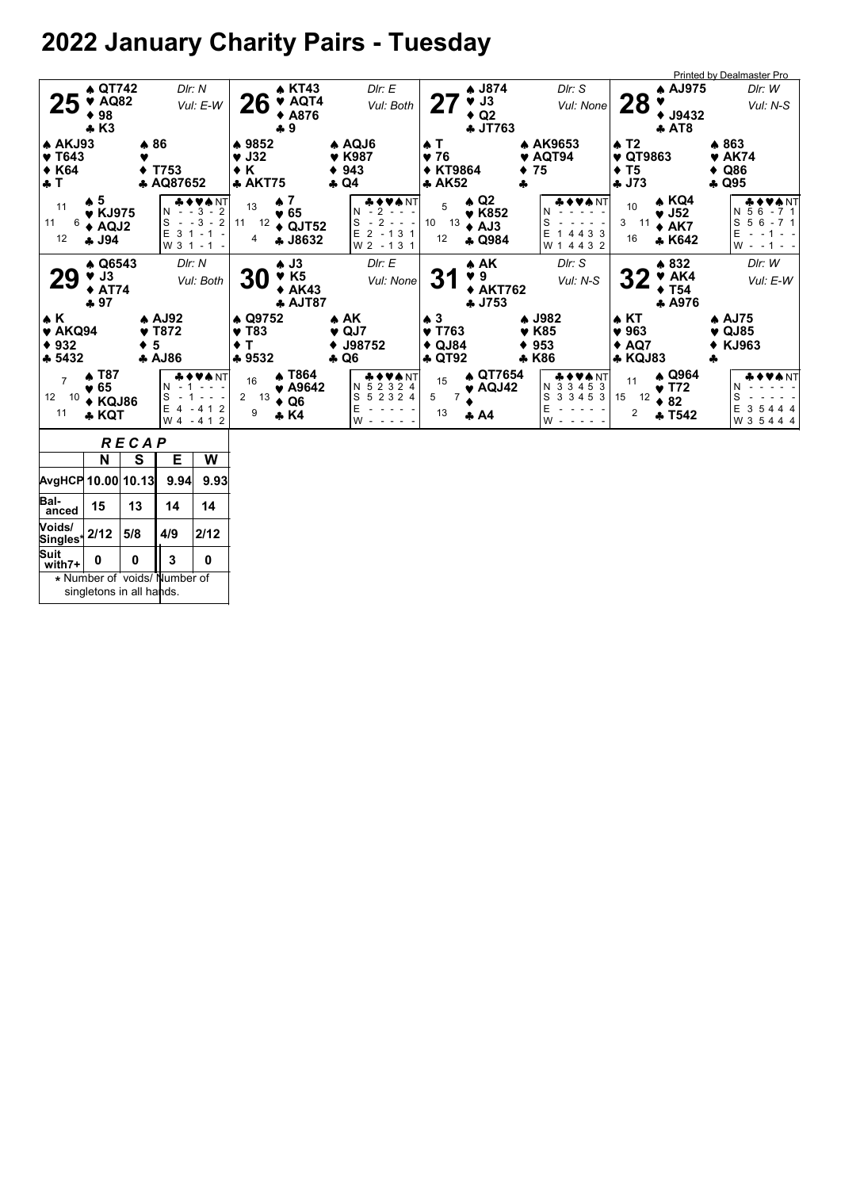# 2022 January Charity Pairs - Tuesday

Printed by Dealmaster Pro

## Board 25

Dlr: N, Vul: E-W

North: ♠ QT742 ♥ AQ82 ♦ 98 ♣ K3

West: ♠ AKJ93 ♥ T643 ♦ K64 ♣ T

East: ♠ 86 ♥ ♦ T753 ♣ AQ87652

South: ♠ 5 ♥ KJ975 ♦ AQJ2 ♣ J94

HCP: N 11, E 6, S 12, W 11

| | ♣ | ♦ | ♥ | ♠ | NT |
|---|---|---|---|---|---|
| N | - | - | 3 | - | 2 |
| S | - | - | 3 | - | 2 |
| E | 3 | 1 | - | 1 | - |
| W | 3 | 1 | - | 1 | - |

## Board 26

Dlr: E, Vul: Both

North: ♠ KT43 ♥ AQT4 ♦ A876 ♣ 9

West: ♠ 9852 ♥ J32 ♦ K ♣ AKT75

East: ♠ AQJ6 ♥ K987 ♦ 943 ♣ Q4

South: ♠ 7 ♥ 65 ♦ QJT52 ♣ J8632

HCP: N 13, E 12, S 4, W 11

| | ♣ | ♦ | ♥ | ♠ | NT |
|---|---|---|---|---|---|
| N | - | 2 | - | - | - |
| S | - | 2 | - | - | - |
| E | 2 | - | 1 | 3 | 1 |
| W | 2 | - | 1 | 3 | 1 |

## Board 27

Dlr: S, Vul: None

North: ♠ J874 ♥ J3 ♦ Q2 ♣ JT763

West: ♠ T ♥ 76 ♦ KT9864 ♣ AK52

East: ♠ AK9653 ♥ AQT94 ♦ 75 ♣

South: ♠ Q2 ♥ K852 ♦ AJ3 ♣ Q984

HCP: N 5, E 13, S 12, W 10

| | ♣ | ♦ | ♥ | ♠ | NT |
|---|---|---|---|---|---|
| N | - | - | - | - | - |
| S | - | - | - | - | - |
| E | 1 | 4 | 4 | 3 | 3 |
| W | 1 | 4 | 4 | 3 | 2 |

## Board 28

Dlr: W, Vul: N-S

North: ♠ AJ975 ♥ ♦ J9432 ♣ AT8

West: ♠ T2 ♥ QT9863 ♦ T5 ♣ J73

East: ♠ 863 ♥ AK74 ♦ Q86 ♣ Q95

South: ♠ KQ4 ♥ J52 ♦ AK7 ♣ K642

HCP: N 10, E 11, S 16, W 3

| | ♣ | ♦ | ♥ | ♠ | NT |
|---|---|---|---|---|---|
| N | 5 | 6 | - | 7 | 1 |
| S | 5 | 6 | - | 7 | 1 |
| E | - | - | 1 | - | - |
| W | - | - | 1 | - | - |

## Board 29

Dlr: N, Vul: Both

North: ♠ Q6543 ♥ J3 ♦ AT74 ♣ 97

West: ♠ K ♥ AKQ94 ♦ 932 ♣ 5432

East: ♠ AJ92 ♥ T872 ♦ 5 ♣ AJ86

South: ♠ T87 ♥ 65 ♦ KQJ86 ♣ KQT

HCP: N 7, E 10, S 11, W 12

| | ♣ | ♦ | ♥ | ♠ | NT |
|---|---|---|---|---|---|
| N | - | 1 | - | - | - |
| S | - | 1 | - | - | - |
| E | 4 | - | 4 | 1 | 2 |
| W | 4 | - | 4 | 1 | 2 |

## Board 30

Dlr: E, Vul: None

North: ♠ J3 ♥ K5 ♦ AK43 ♣ AJT87

West: ♠ Q9752 ♥ T83 ♦ T ♣ 9532

East: ♠ AK ♥ QJ7 ♦ J98752 ♣ Q6

South: ♠ T864 ♥ A9642 ♦ Q6 ♣ K4

HCP: N 16, E 13, S 9, W 2

| | ♣ | ♦ | ♥ | ♠ | NT |
|---|---|---|---|---|---|
| N | 5 | 2 | 3 | 2 | 4 |
| S | 5 | 2 | 3 | 2 | 4 |
| E | - | - | - | - | - |
| W | - | - | - | - | - |

## Board 31

Dlr: S, Vul: N-S

North: ♠ AK ♥ 9 ♦ AKT762 ♣ J753

West: ♠ 3 ♥ T763 ♦ QJ84 ♣ QT92

East: ♠ J982 ♥ K85 ♦ 953 ♣ K86

South: ♠ QT7654 ♥ AQJ42 ♦ ♣ A4

HCP: N 15, E 7, S 13, W 5

| | ♣ | ♦ | ♥ | ♠ | NT |
|---|---|---|---|---|---|
| N | 3 | 3 | 4 | 5 | 3 |
| S | 3 | 3 | 4 | 5 | 3 |
| E | - | - | - | - | - |
| W | - | - | - | - | - |

## Board 32

Dlr: W, Vul: E-W

North: ♠ 832 ♥ AK4 ♦ T54 ♣ A976

West: ♠ KT ♥ 963 ♦ AQ7 ♣ KQJ83

East: ♠ AJ75 ♥ QJ85 ♦ KJ963 ♣

South: ♠ Q964 ♥ T72 ♦ 82 ♣ T542

HCP: N 11, E 12, S 2, W 15

| | ♣ | ♦ | ♥ | ♠ | NT |
|---|---|---|---|---|---|
| N | - | - | - | - | - |
| S | - | - | - | - | - |
| E | 3 | 5 | 4 | 4 | 4 |
| W | 3 | 5 | 4 | 4 | 4 |

## RECAP

| | N | S | E | W |
|---|---|---|---|---|
| AvgHCP | 10.00 | 10.13 | 9.94 | 9.93 |
| Balanced | 15 | 13 | 14 | 14 |
| Voids/ Singles* | 2/12 | 5/8 | 4/9 | 2/12 |
| Suit with7+ | 0 | 0 | 3 | 0 |

* Number of voids/ Number of singletons in all hands.